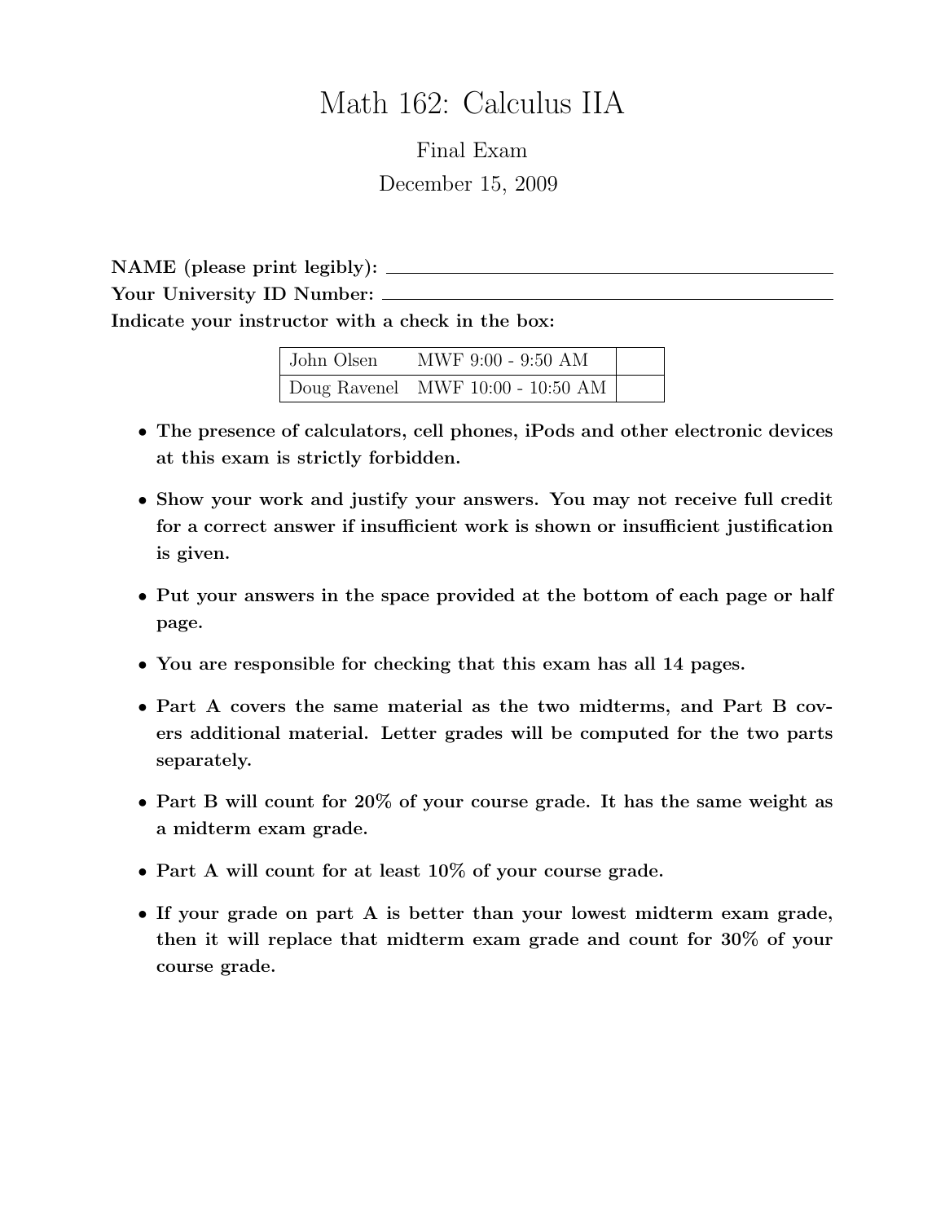# Math 162: Calculus IIA

Final Exam

December 15, 2009

**NAME (please print legibly):** ______________________________

**Your University ID Number:** ______________________________

**Indicate your instructor with a check in the box:**

| | | |
|---|---|---|
| John Olsen | MWF 9:00 - 9:50 AM | |
| Doug Ravenel | MWF 10:00 - 10:50 AM | |

- **The presence of calculators, cell phones, iPods and other electronic devices at this exam is strictly forbidden.**
- **Show your work and justify your answers. You may not receive full credit for a correct answer if insufficient work is shown or insufficient justification is given.**
- **Put your answers in the space provided at the bottom of each page or half page.**
- **You are responsible for checking that this exam has all 14 pages.**
- **Part A covers the same material as the two midterms, and Part B covers additional material. Letter grades will be computed for the two parts separately.**
- **Part B will count for 20% of your course grade. It has the same weight as a midterm exam grade.**
- **Part A will count for at least 10% of your course grade.**
- **If your grade on part A is better than your lowest midterm exam grade, then it will replace that midterm exam grade and count for 30% of your course grade.**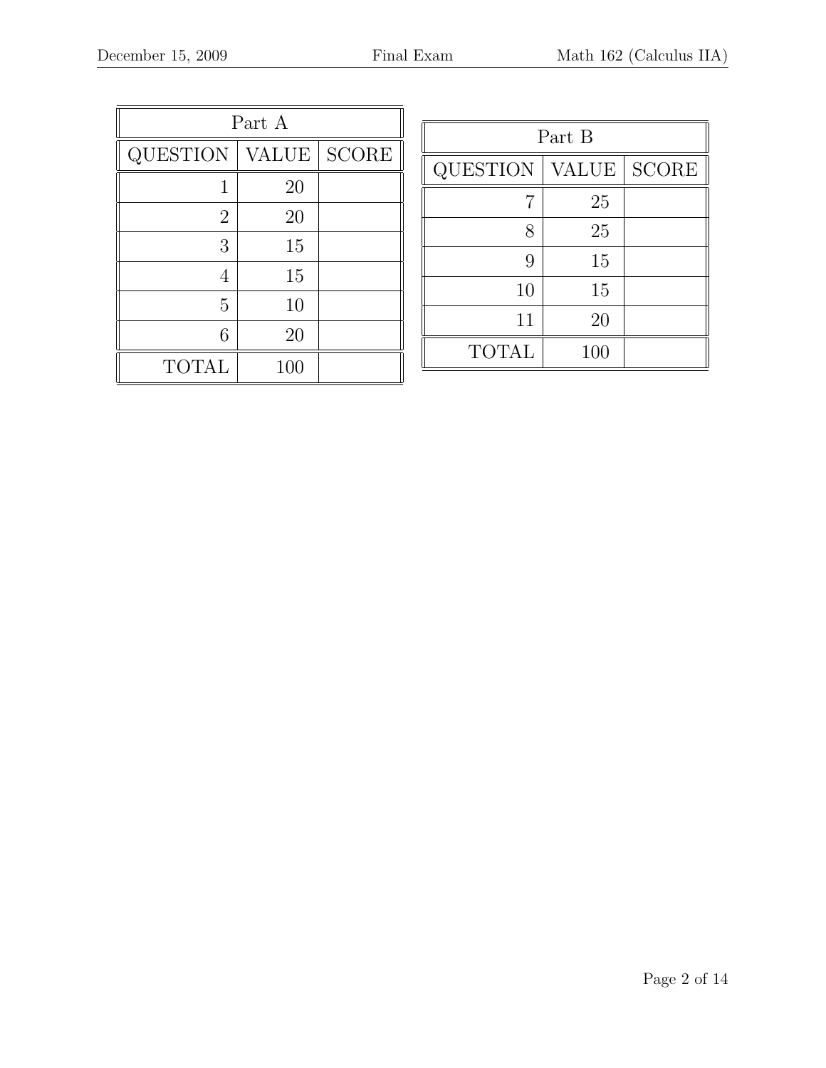| Part A | | |
|---|---|---|
| QUESTION | VALUE | SCORE |
| 1 | 20 | |
| 2 | 20 | |
| 3 | 15 | |
| 4 | 15 | |
| 5 | 10 | |
| 6 | 20 | |
| TOTAL | 100 | |

| Part B | | |
|---|---|---|
| QUESTION | VALUE | SCORE |
| 7 | 25 | |
| 8 | 25 | |
| 9 | 15 | |
| 10 | 15 | |
| 11 | 20 | |
| TOTAL | 100 | |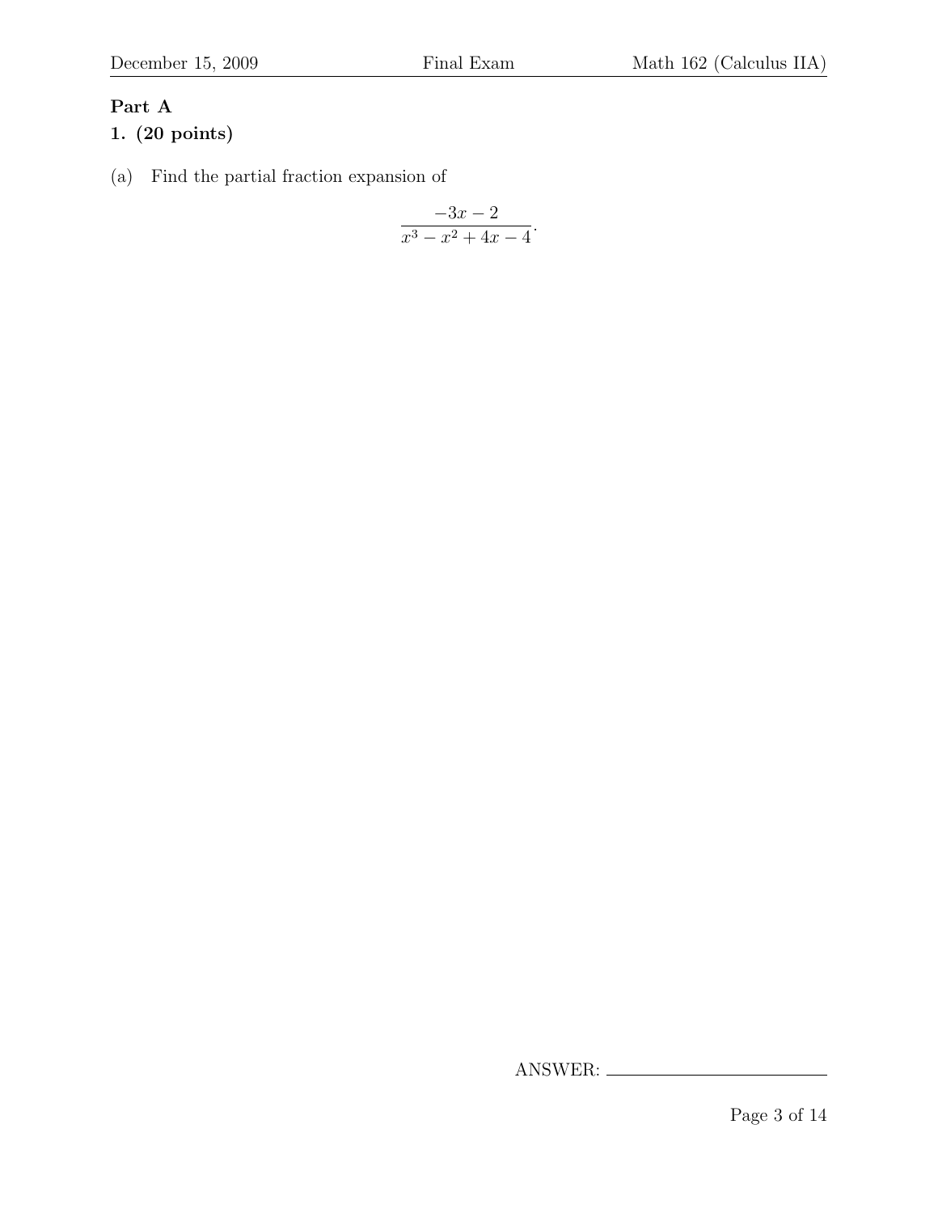## Part A

**1. (20 points)**

(a) Find the partial fraction expansion of

$$\frac{-3x-2}{x^3-x^2+4x-4}.$$

ANSWER: \_\_\_\_\_\_\_\_\_\_\_\_\_\_\_\_\_\_\_\_\_\_\_\_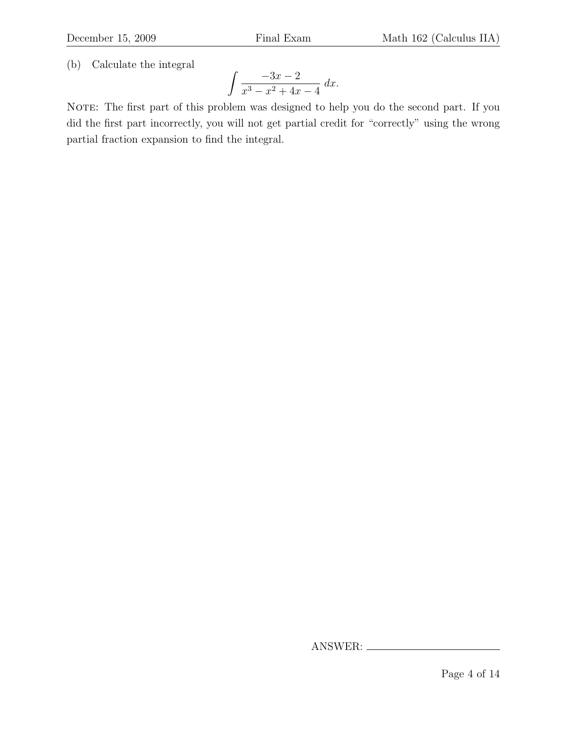(b) Calculate the integral

$$\int \frac{-3x - 2}{x^3 - x^2 + 4x - 4}\, dx.$$

Note: The first part of this problem was designed to help you do the second part. If you did the first part incorrectly, you will not get partial credit for "correctly" using the wrong partial fraction expansion to find the integral.

ANSWER: ____________________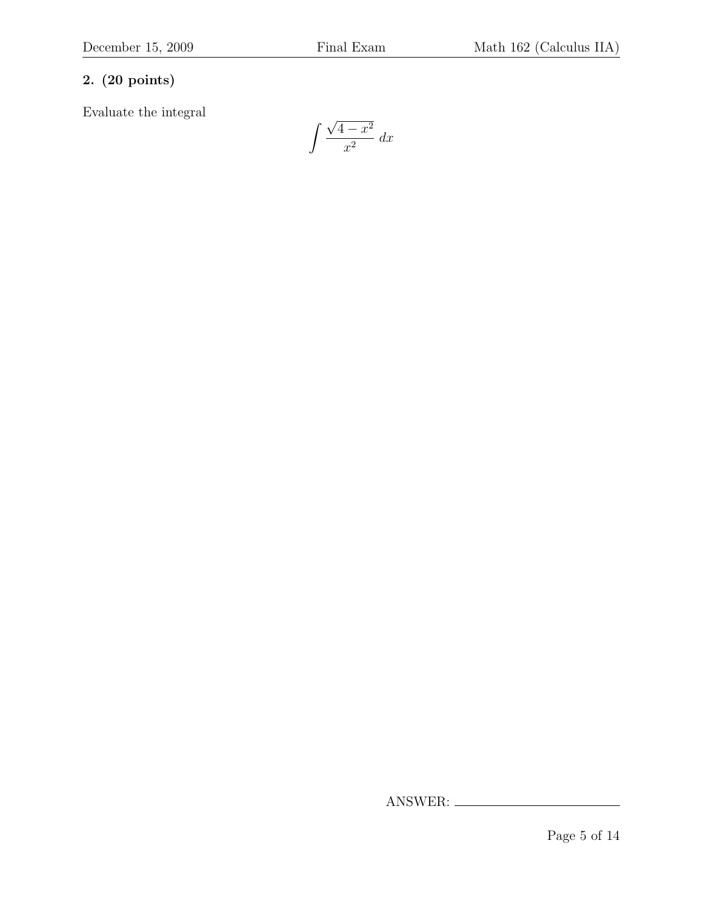**2. (20 points)**

Evaluate the integral

$$\int \frac{\sqrt{4-x^2}}{x^2}\, dx$$

ANSWER: ____________________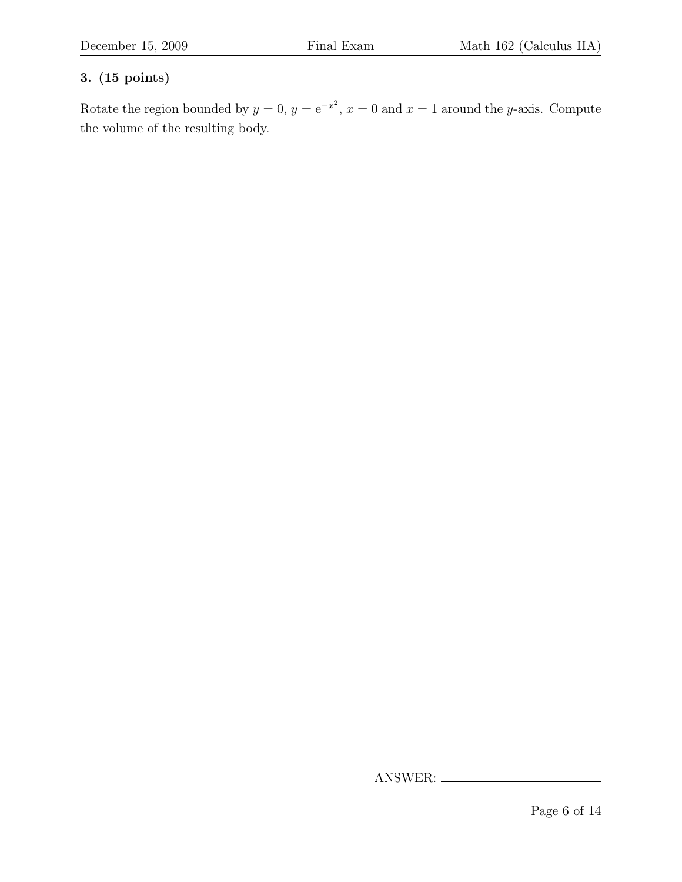**3. (15 points)**

Rotate the region bounded by $y = 0$, $y = \mathrm{e}^{-x^2}$, $x = 0$ and $x = 1$ around the $y$-axis. Compute the volume of the resulting body.

ANSWER: ______________________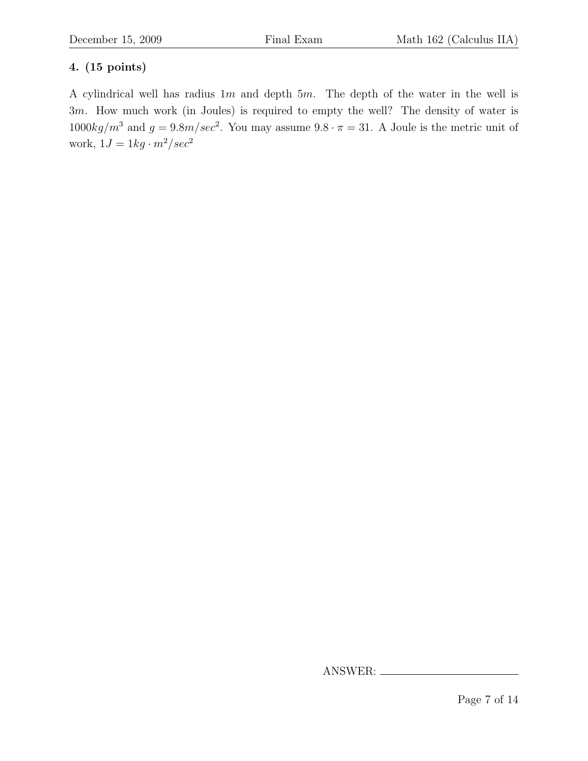**4. (15 points)**

A cylindrical well has radius $1m$ and depth $5m$. The depth of the water in the well is $3m$. How much work (in Joules) is required to empty the well? The density of water is $1000kg/m^3$ and $g = 9.8m/sec^2$. You may assume $9.8 \cdot \pi = 31$. A Joule is the metric unit of work, $1J = 1kg \cdot m^2/sec^2$

ANSWER: ____________________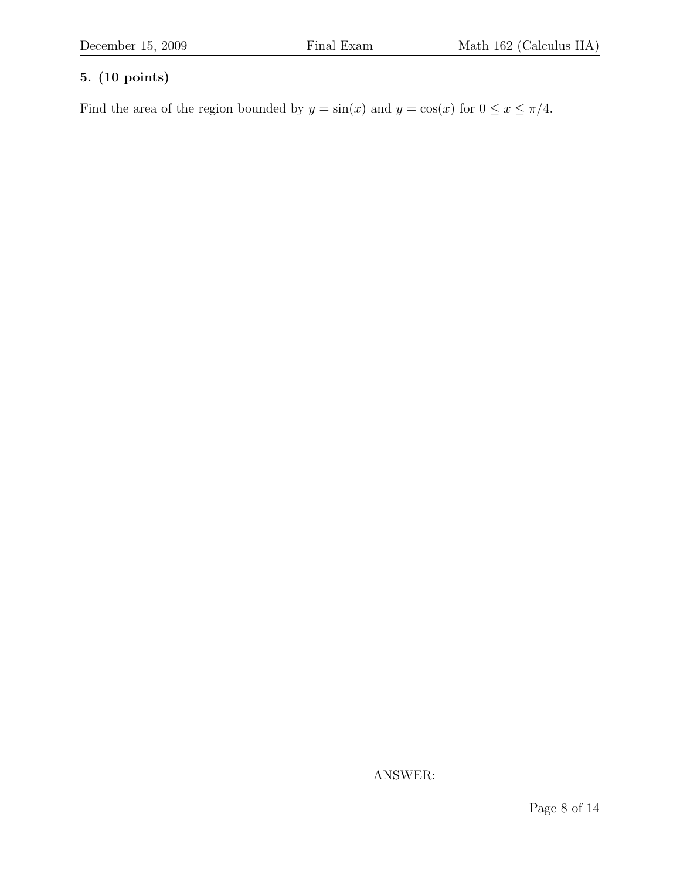**5. (10 points)**

Find the area of the region bounded by $y = \sin(x)$ and $y = \cos(x)$ for $0 \leq x \leq \pi/4$.

ANSWER: ______________________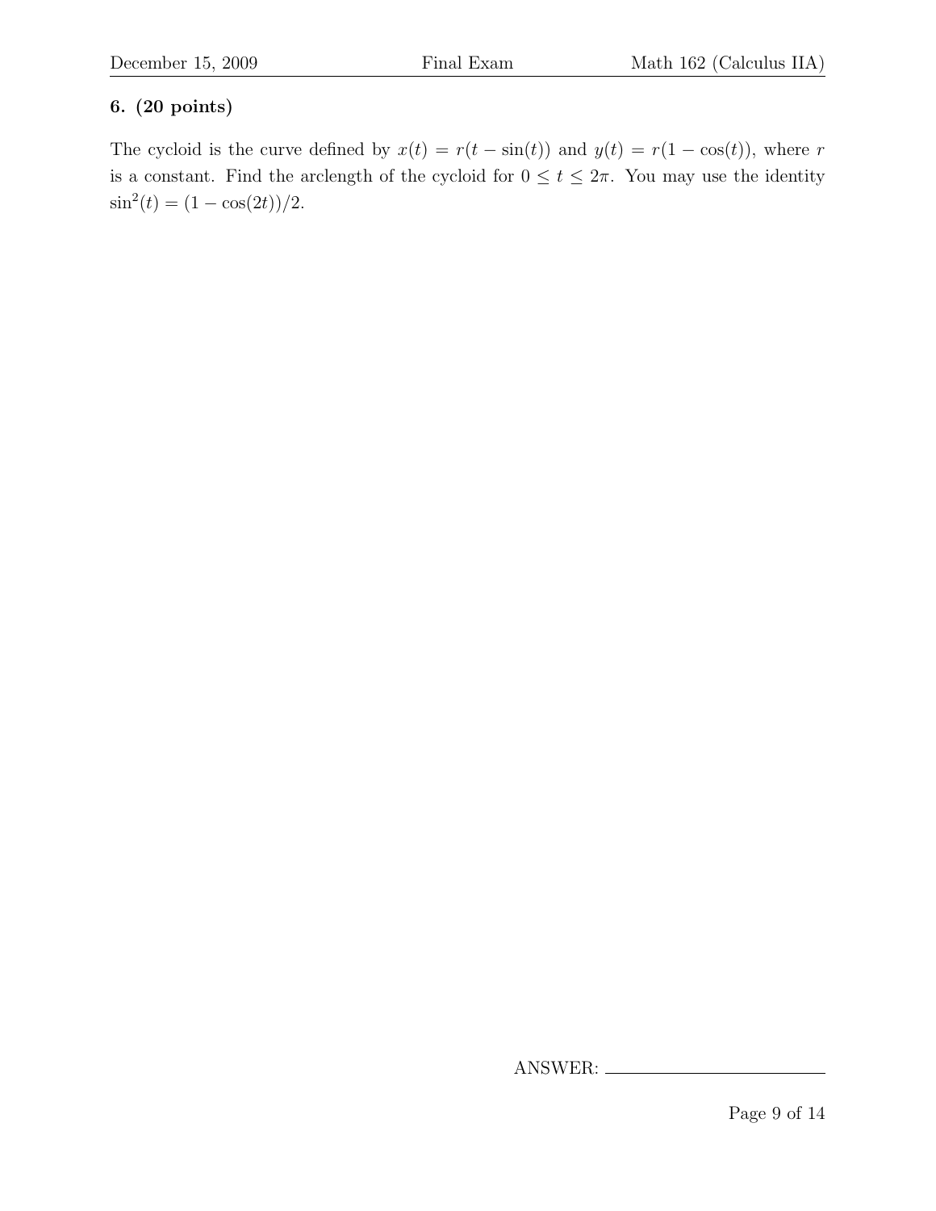**6. (20 points)**

The cycloid is the curve defined by $x(t) = r(t - \sin(t))$ and $y(t) = r(1 - \cos(t))$, where $r$ is a constant. Find the arclength of the cycloid for $0 \leq t \leq 2\pi$. You may use the identity $\sin^2(t) = (1 - \cos(2t))/2$.

ANSWER: \_\_\_\_\_\_\_\_\_\_\_\_\_\_\_\_\_\_\_\_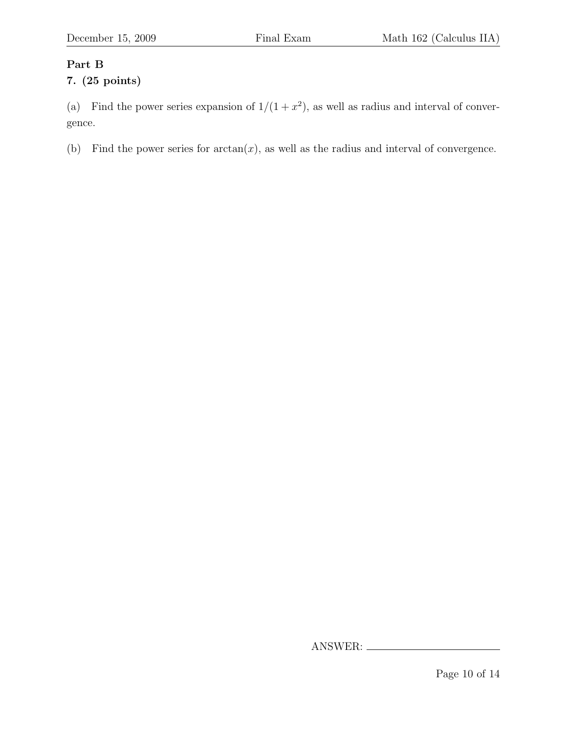**Part B**

**7. (25 points)**

(a) Find the power series expansion of $1/(1+x^2)$, as well as radius and interval of convergence.

(b) Find the power series for $\arctan(x)$, as well as the radius and interval of convergence.

ANSWER: ______________________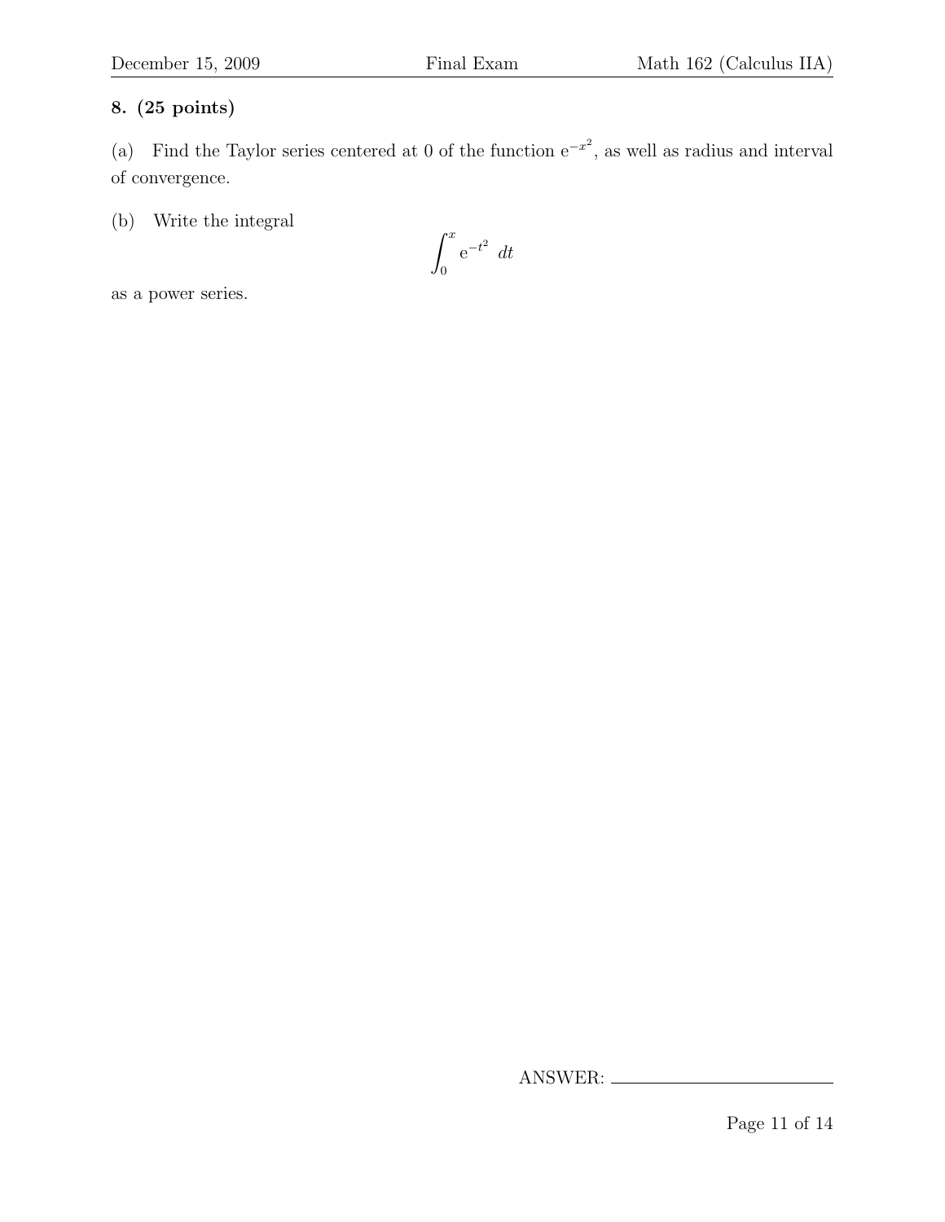**8. (25 points)**

(a) Find the Taylor series centered at 0 of the function $e^{-x^2}$, as well as radius and interval of convergence.

(b) Write the integral

$$\int_0^x e^{-t^2}\ dt$$

as a power series.

ANSWER: ______________________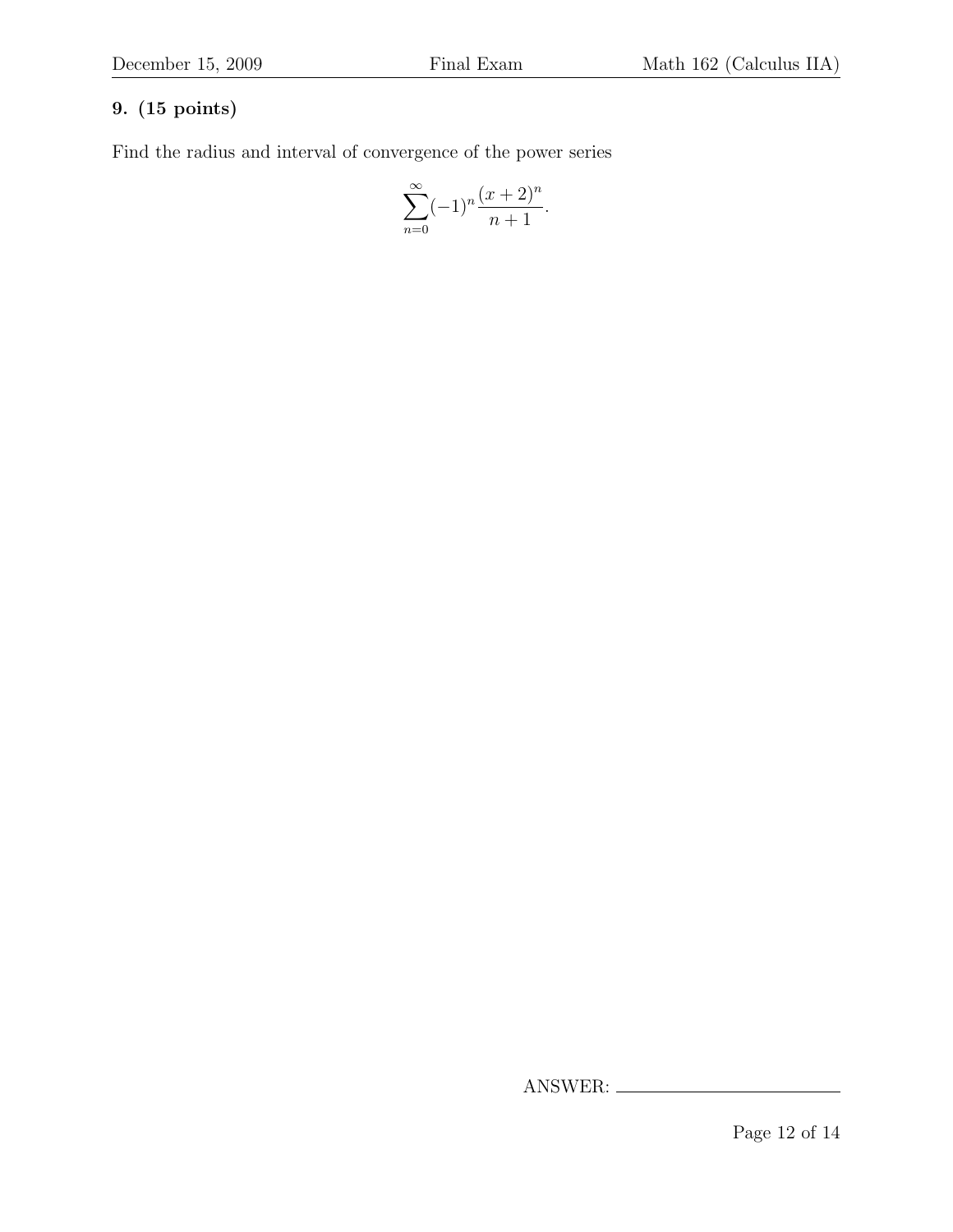**9. (15 points)**

Find the radius and interval of convergence of the power series

$$\sum_{n=0}^{\infty}(-1)^n \frac{(x+2)^n}{n+1}.$$

ANSWER: ______________________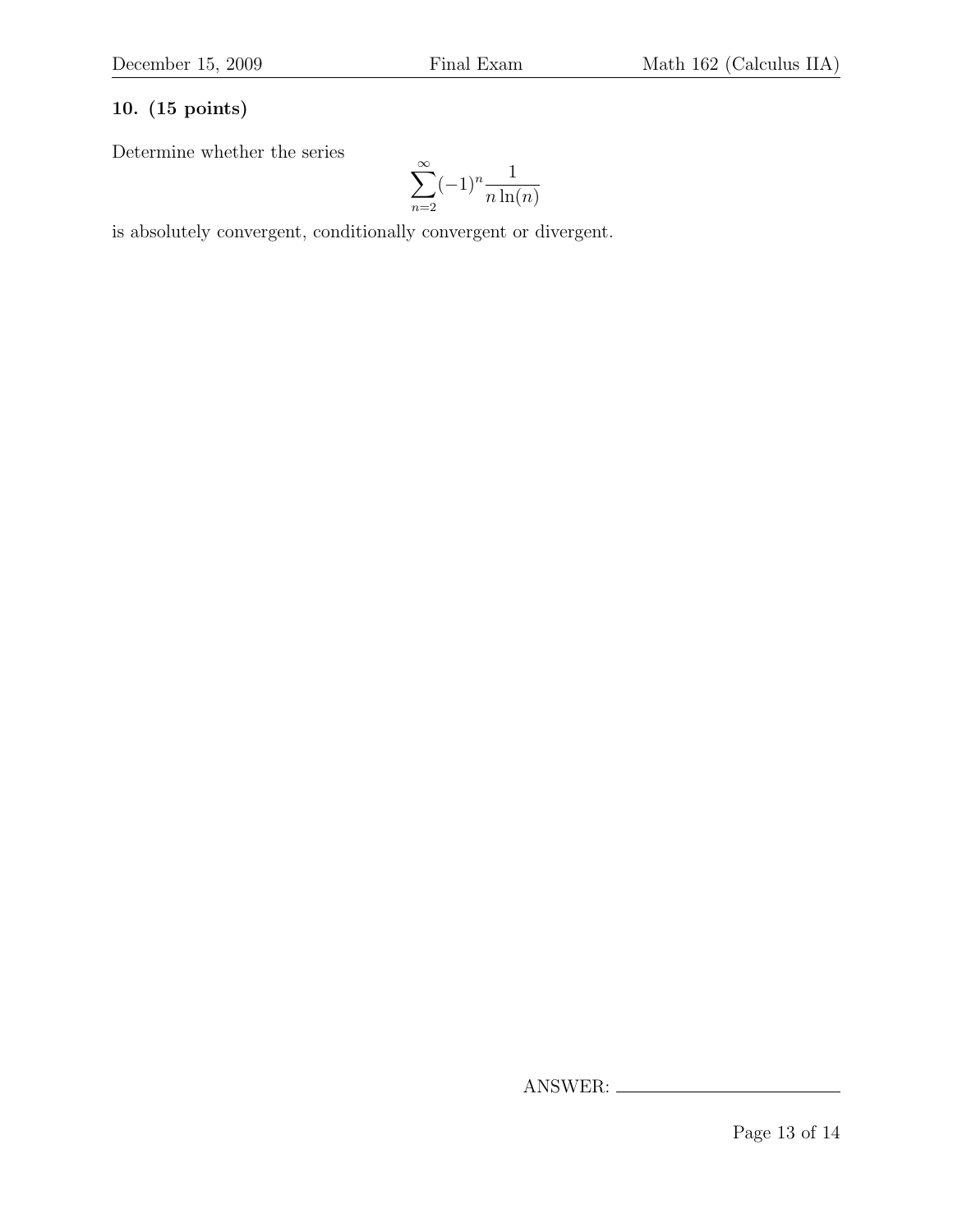**10. (15 points)**

Determine whether the series

$$\sum_{n=2}^{\infty} (-1)^n \frac{1}{n \ln(n)}$$

is absolutely convergent, conditionally convergent or divergent.

ANSWER: \_\_\_\_\_\_\_\_\_\_\_\_\_\_\_\_\_\_\_\_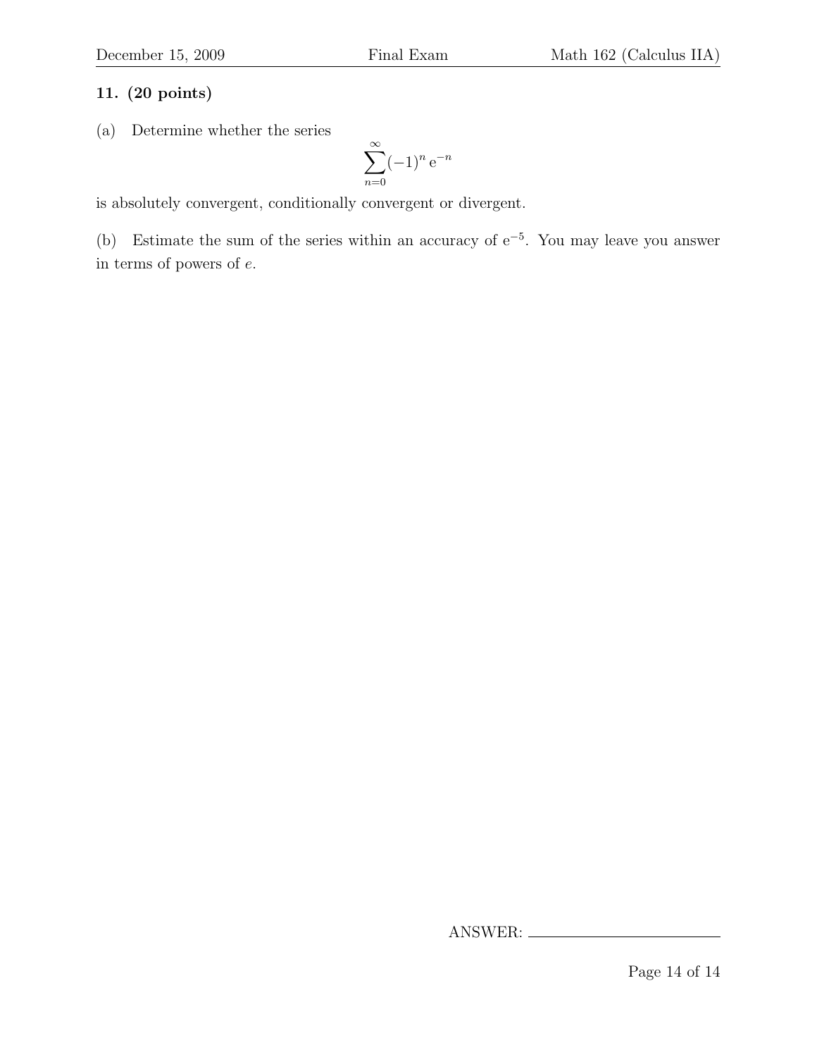**11. (20 points)**

(a) Determine whether the series

$$\sum_{n=0}^{\infty}(-1)^n\,\mathrm{e}^{-n}$$

is absolutely convergent, conditionally convergent or divergent.

(b) Estimate the sum of the series within an accuracy of $\mathrm{e}^{-5}$. You may leave you answer in terms of powers of $e$.

ANSWER: \_\_\_\_\_\_\_\_\_\_\_\_\_\_\_\_\_\_\_\_\_\_\_\_